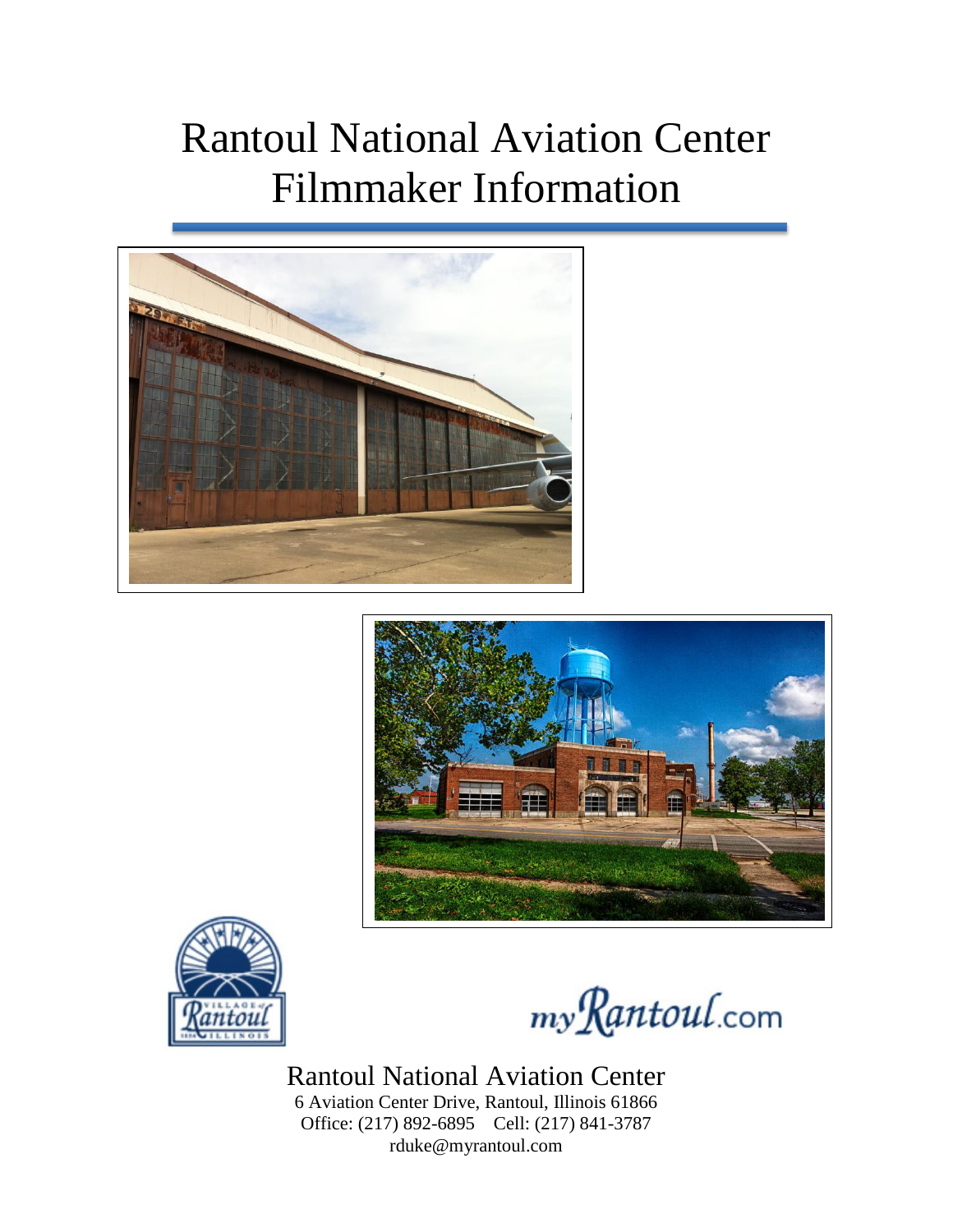# Rantoul National Aviation Center
# Filmmaker Information

Rantoul National Aviation Center
6 Aviation Center Drive, Rantoul, Illinois 61866
Office: (217) 892-6895 Cell: (217) 841-3787
rduke@myrantoul.com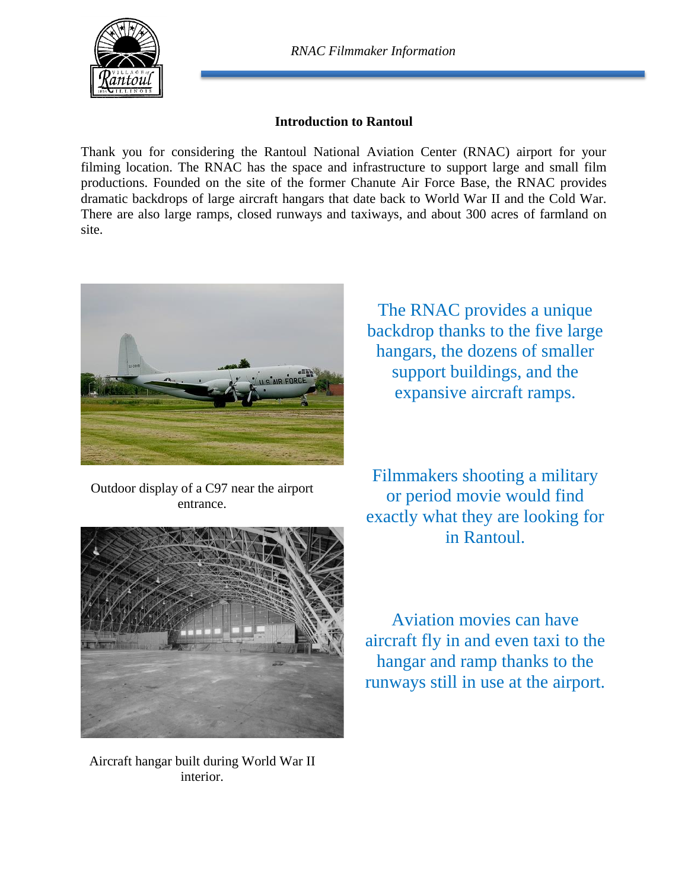## Introduction to Rantoul

Thank you for considering the Rantoul National Aviation Center (RNAC) airport for your filming location. The RNAC has the space and infrastructure to support large and small film productions. Founded on the site of the former Chanute Air Force Base, the RNAC provides dramatic backdrops of large aircraft hangars that date back to World War II and the Cold War. There are also large ramps, closed runways and taxiways, and about 300 acres of farmland on site.

The RNAC provides a unique backdrop thanks to the five large hangars, the dozens of smaller support buildings, and the expansive aircraft ramps.

Outdoor display of a C97 near the airport entrance.

Filmmakers shooting a military or period movie would find exactly what they are looking for in Rantoul.

Aviation movies can have aircraft fly in and even taxi to the hangar and ramp thanks to the runways still in use at the airport.

Aircraft hangar built during World War II interior.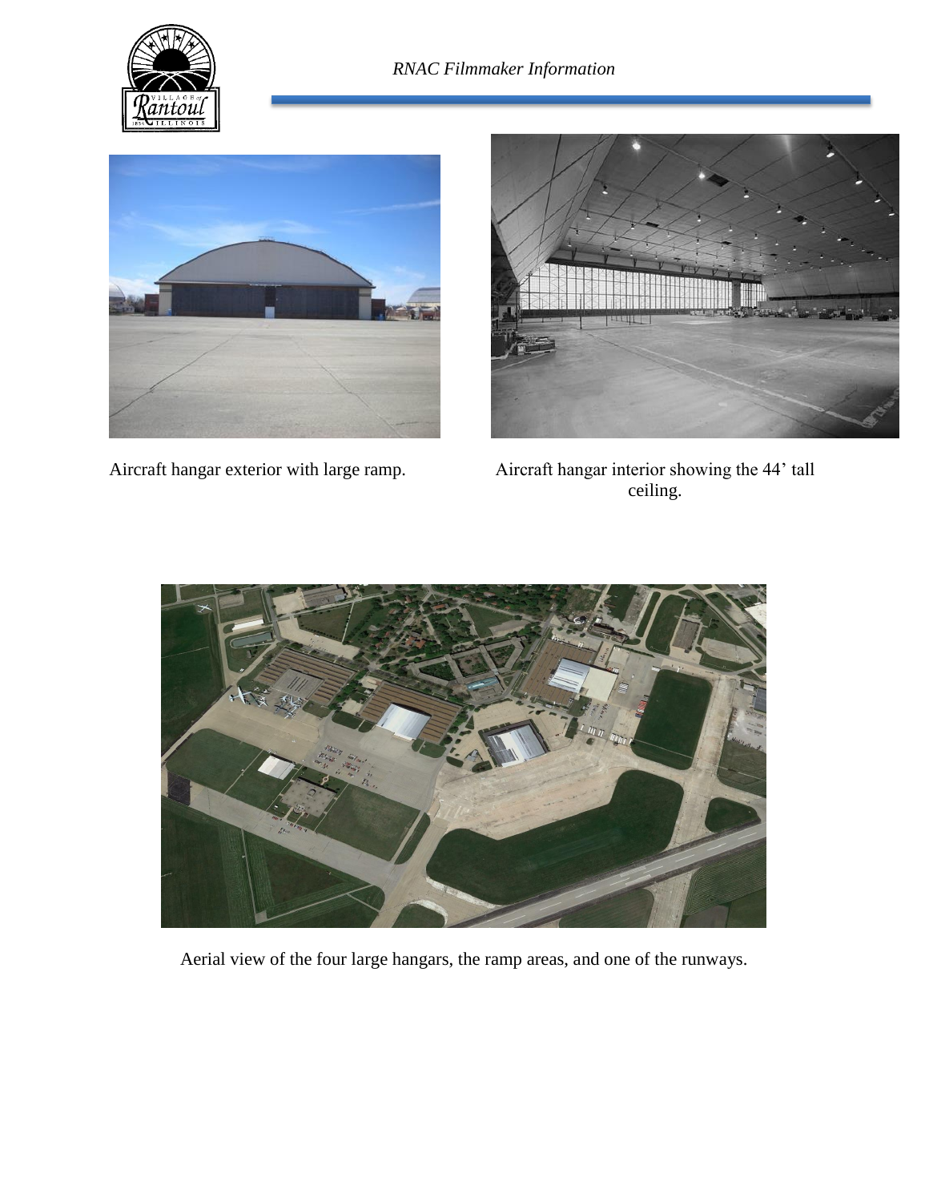Aircraft hangar exterior with large ramp.

Aircraft hangar interior showing the 44' tall ceiling.

Aerial view of the four large hangars, the ramp areas, and one of the runways.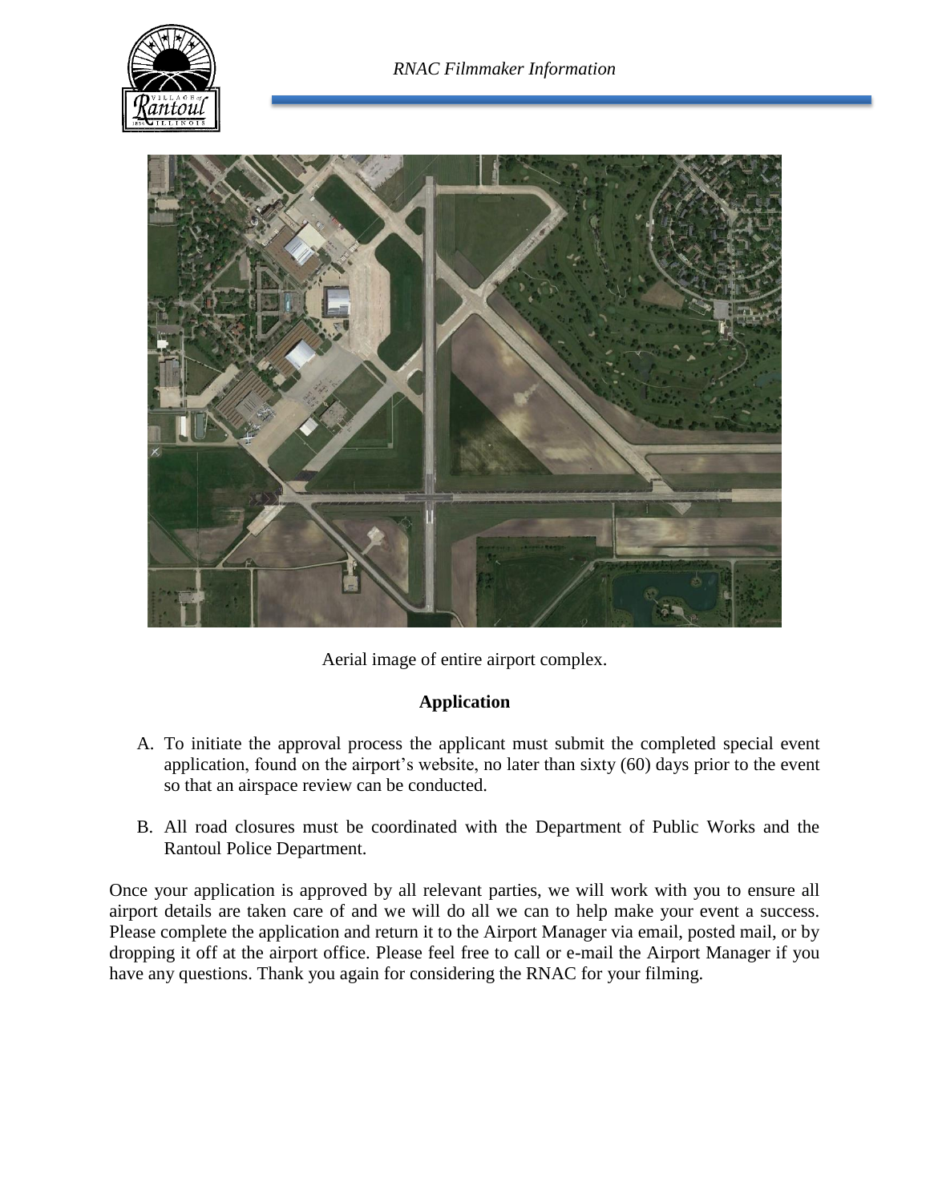Aerial image of entire airport complex.

## Application

A. To initiate the approval process the applicant must submit the completed special event application, found on the airport's website, no later than sixty (60) days prior to the event so that an airspace review can be conducted.

B. All road closures must be coordinated with the Department of Public Works and the Rantoul Police Department.

Once your application is approved by all relevant parties, we will work with you to ensure all airport details are taken care of and we will do all we can to help make your event a success. Please complete the application and return it to the Airport Manager via email, posted mail, or by dropping it off at the airport office. Please feel free to call or e-mail the Airport Manager if you have any questions. Thank you again for considering the RNAC for your filming.